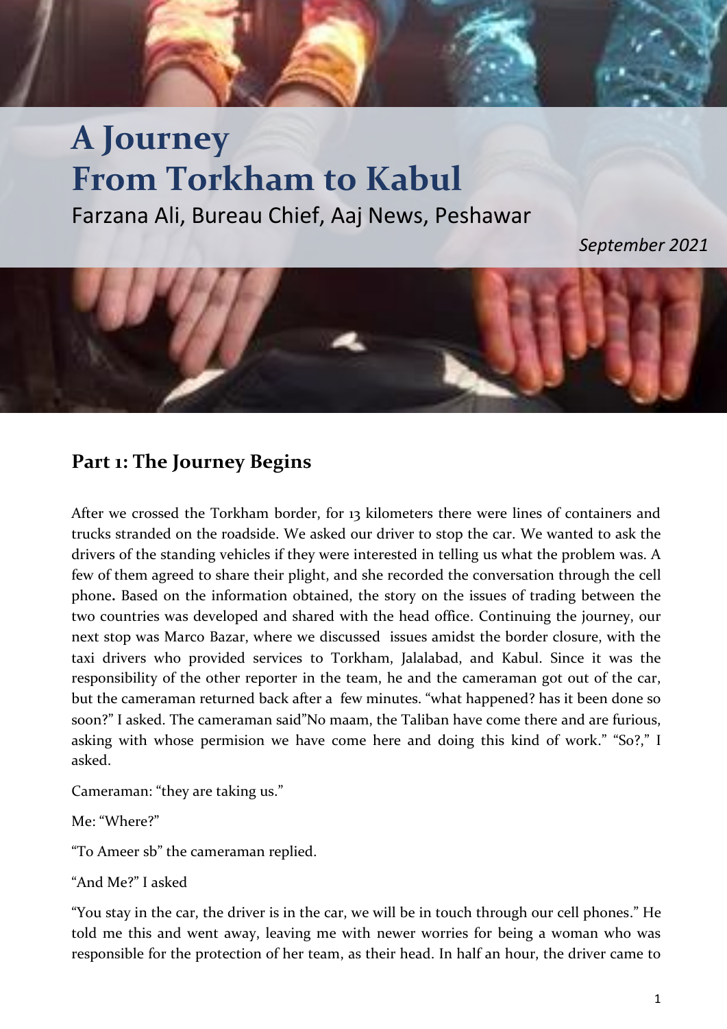# A Journey From Torkham to Kabul

Farzana Ali, Bureau Chief, Aaj News, Peshawar

*September 2021*

## Part 1: The Journey Begins

After we crossed the Torkham border, for 13 kilometers there were lines of containers and trucks stranded on the roadside. We asked our driver to stop the car. We wanted to ask the drivers of the standing vehicles if they were interested in telling us what the problem was. A few of them agreed to share their plight, and she recorded the conversation through the cell phone**.** Based on the information obtained, the story on the issues of trading between the two countries was developed and shared with the head office. Continuing the journey, our next stop was Marco Bazar, where we discussed issues amidst the border closure, with the taxi drivers who provided services to Torkham, Jalalabad, and Kabul. Since it was the responsibility of the other reporter in the team, he and the cameraman got out of the car, but the cameraman returned back after a few minutes. “what happened? has it been done so soon?” I asked. The cameraman said”No maam, the Taliban have come there and are furious, asking with whose permision we have come here and doing this kind of work.” “So?,” I asked.

Cameraman: “they are taking us.”

Me: “Where?”

“To Ameer sb” the cameraman replied.

“And Me?” I asked

“You stay in the car, the driver is in the car, we will be in touch through our cell phones.” He told me this and went away, leaving me with newer worries for being a woman who was responsible for the protection of her team, as their head. In half an hour, the driver came to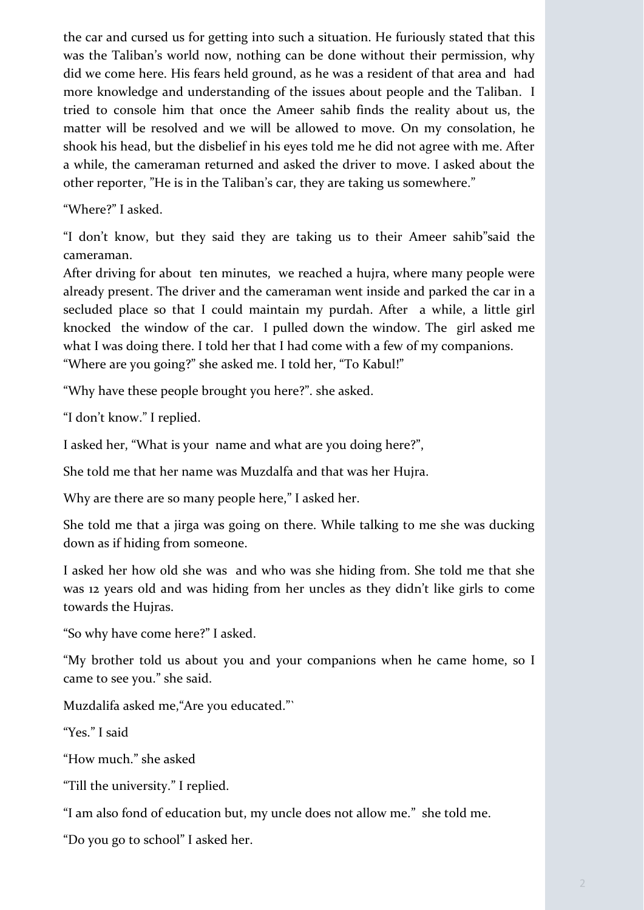the car and cursed us for getting into such a situation. He furiously stated that this was the Taliban's world now, nothing can be done without their permission, why did we come here. His fears held ground, as he was a resident of that area and had more knowledge and understanding of the issues about people and the Taliban. I tried to console him that once the Ameer sahib finds the reality about us, the matter will be resolved and we will be allowed to move. On my consolation, he shook his head, but the disbelief in his eyes told me he did not agree with me. After a while, the cameraman returned and asked the driver to move. I asked about the other reporter, "He is in the Taliban's car, they are taking us somewhere."

"Where?" I asked.

"I don't know, but they said they are taking us to their Ameer sahib"said the cameraman.

After driving for about ten minutes, we reached a hujra, where many people were already present. The driver and the cameraman went inside and parked the car in a secluded place so that I could maintain my purdah. After a while, a little girl knocked the window of the car. I pulled down the window. The girl asked me what I was doing there. I told her that I had come with a few of my companions.

"Where are you going?" she asked me. I told her, "To Kabul!"

"Why have these people brought you here?". she asked.

"I don't know." I replied.

I asked her, "What is your name and what are you doing here?",

She told me that her name was Muzdalfa and that was her Hujra.

Why are there are so many people here," I asked her.

She told me that a jirga was going on there. While talking to me she was ducking down as if hiding from someone.

I asked her how old she was and who was she hiding from. She told me that she was 12 years old and was hiding from her uncles as they didn't like girls to come towards the Hujras.

"So why have come here?" I asked.

"My brother told us about you and your companions when he came home, so I came to see you." she said.

Muzdalifa asked me,"Are you educated."`

"Yes." I said

"How much." she asked

"Till the university." I replied.

"I am also fond of education but, my uncle does not allow me." she told me.

"Do you go to school" I asked her.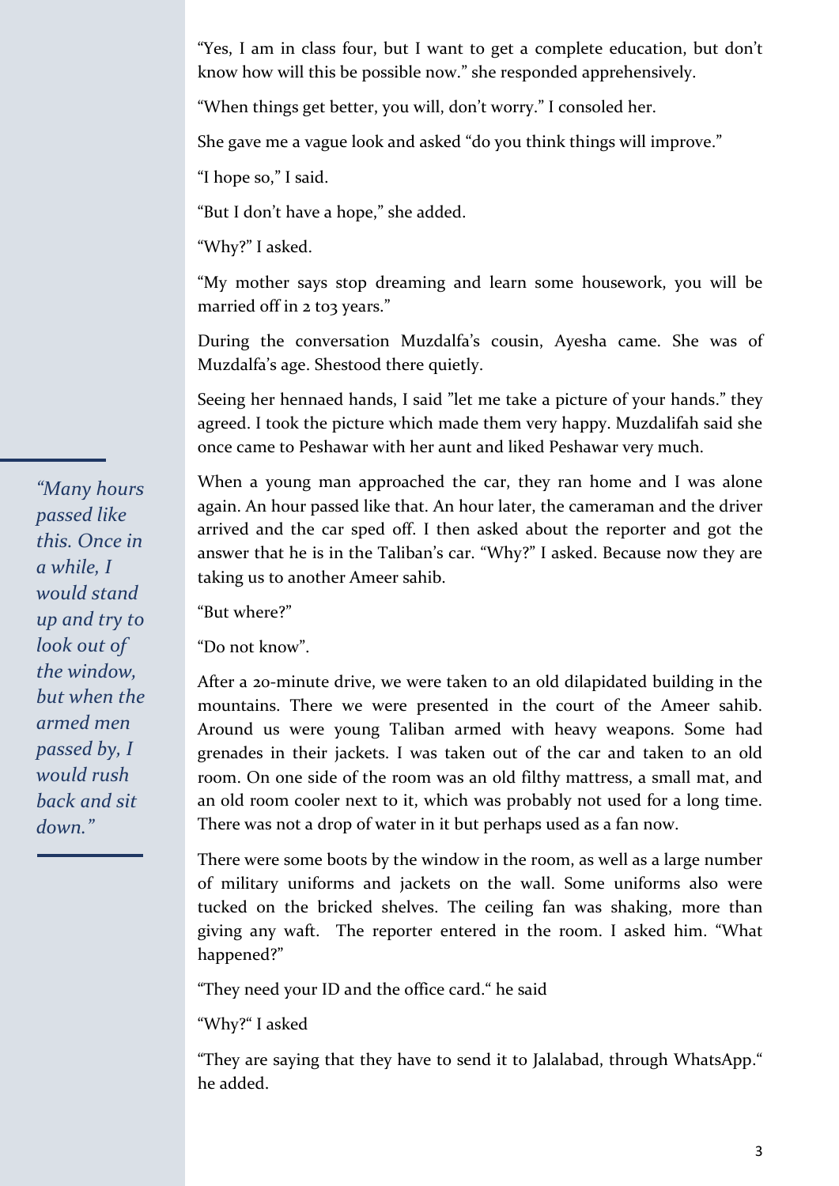"Yes, I am in class four, but I want to get a complete education, but don't know how will this be possible now." she responded apprehensively.

"When things get better, you will, don't worry." I consoled her.

She gave me a vague look and asked "do you think things will improve."

"I hope so," I said.

"But I don't have a hope," she added.

"Why?" I asked.

"My mother says stop dreaming and learn some housework, you will be married off in 2 to3 years."

During the conversation Muzdalfa's cousin, Ayesha came. She was of Muzdalfa's age. Shestood there quietly.

Seeing her hennaed hands, I said "let me take a picture of your hands." they agreed. I took the picture which made them very happy. Muzdalifah said she once came to Peshawar with her aunt and liked Peshawar very much.

*"Many hours passed like this. Once in a while, I would stand up and try to look out of the window, but when the armed men passed by, I would rush back and sit down."*

When a young man approached the car, they ran home and I was alone again. An hour passed like that. An hour later, the cameraman and the driver arrived and the car sped off. I then asked about the reporter and got the answer that he is in the Taliban's car. "Why?" I asked. Because now they are taking us to another Ameer sahib.

"But where?"

"Do not know".

After a 20-minute drive, we were taken to an old dilapidated building in the mountains. There we were presented in the court of the Ameer sahib. Around us were young Taliban armed with heavy weapons. Some had grenades in their jackets. I was taken out of the car and taken to an old room. On one side of the room was an old filthy mattress, a small mat, and an old room cooler next to it, which was probably not used for a long time. There was not a drop of water in it but perhaps used as a fan now.

There were some boots by the window in the room, as well as a large number of military uniforms and jackets on the wall. Some uniforms also were tucked on the bricked shelves. The ceiling fan was shaking, more than giving any waft. The reporter entered in the room. I asked him. "What happened?"

"They need your ID and the office card." he said

"Why?" I asked

"They are saying that they have to send it to Jalalabad, through WhatsApp." he added.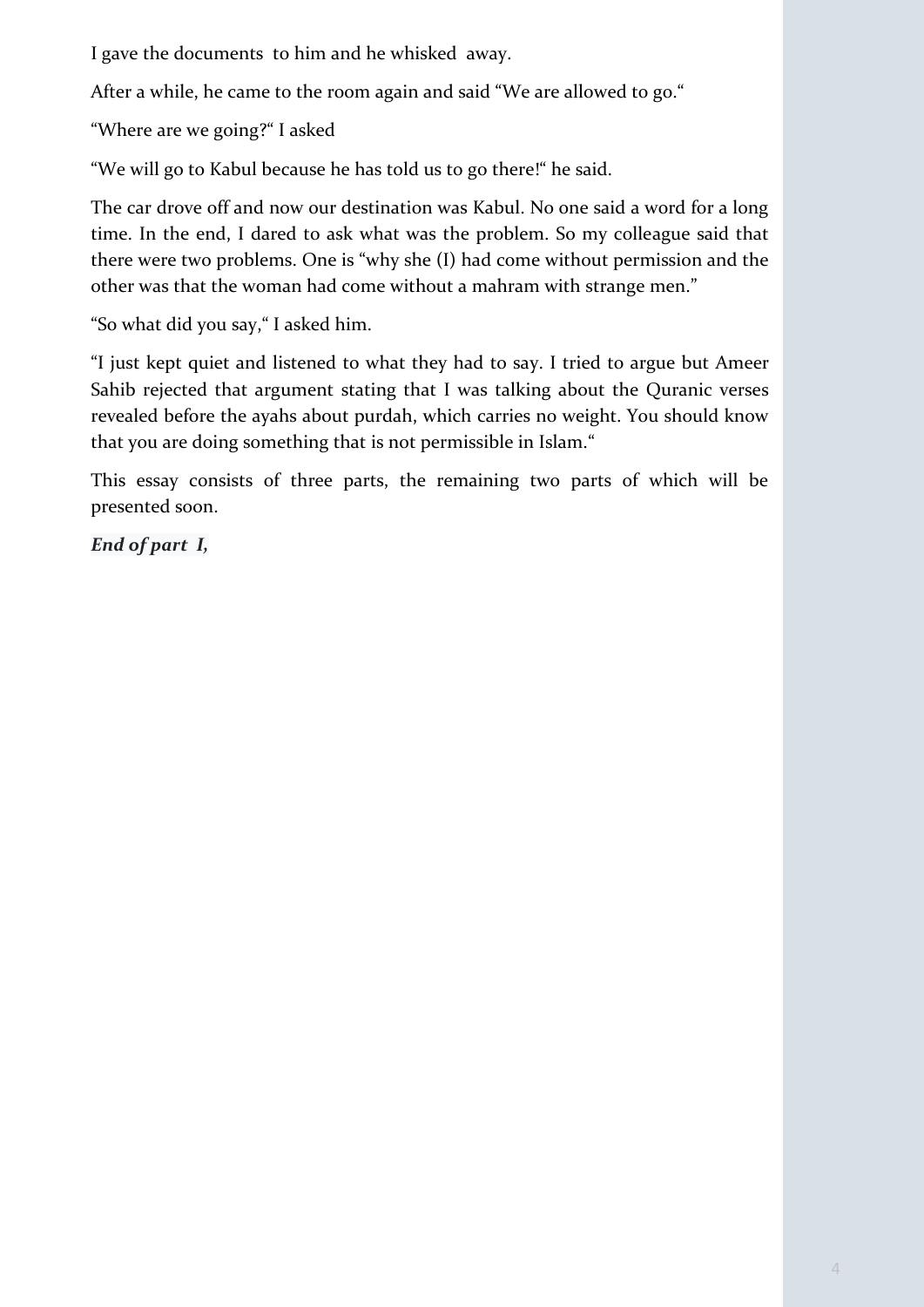I gave the documents to him and he whisked away.

After a while, he came to the room again and said "We are allowed to go."

"Where are we going?" I asked

"We will go to Kabul because he has told us to go there!" he said.

The car drove off and now our destination was Kabul. No one said a word for a long time. In the end, I dared to ask what was the problem. So my colleague said that there were two problems. One is "why she (I) had come without permission and the other was that the woman had come without a mahram with strange men."

"So what did you say," I asked him.

"I just kept quiet and listened to what they had to say. I tried to argue but Ameer Sahib rejected that argument stating that I was talking about the Quranic verses revealed before the ayahs about purdah, which carries no weight. You should know that you are doing something that is not permissible in Islam."

This essay consists of three parts, the remaining two parts of which will be presented soon.

***End of part I,***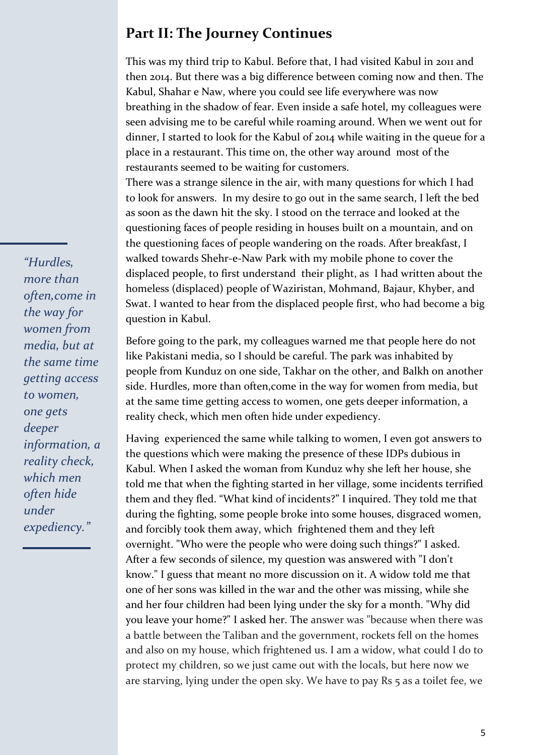## Part II: The Journey Continues

This was my third trip to Kabul. Before that, I had visited Kabul in 2011 and then 2014. But there was a big difference between coming now and then. The Kabul, Shahar e Naw, where you could see life everywhere was now breathing in the shadow of fear. Even inside a safe hotel, my colleagues were seen advising me to be careful while roaming around. When we went out for dinner, I started to look for the Kabul of 2014 while waiting in the queue for a place in a restaurant. This time on, the other way around most of the restaurants seemed to be waiting for customers.

There was a strange silence in the air, with many questions for which I had to look for answers. In my desire to go out in the same search, I left the bed as soon as the dawn hit the sky. I stood on the terrace and looked at the questioning faces of people residing in houses built on a mountain, and on the questioning faces of people wandering on the roads. After breakfast, I walked towards Shehr-e-Naw Park with my mobile phone to cover the displaced people, to first understand their plight, as I had written about the homeless (displaced) people of Waziristan, Mohmand, Bajaur, Khyber, and Swat. I wanted to hear from the displaced people first, who had become a big question in Kabul.

> *"Hurdles, more than often,come in the way for women from media, but at the same time getting access to women, one gets deeper information, a reality check, which men often hide under expediency."*

Before going to the park, my colleagues warned me that people here do not like Pakistani media, so I should be careful. The park was inhabited by people from Kunduz on one side, Takhar on the other, and Balkh on another side. Hurdles, more than often,come in the way for women from media, but at the same time getting access to women, one gets deeper information, a reality check, which men often hide under expediency.

Having experienced the same while talking to women, I even got answers to the questions which were making the presence of these IDPs dubious in Kabul. When I asked the woman from Kunduz why she left her house, she told me that when the fighting started in her village, some incidents terrified them and they fled. "What kind of incidents?" I inquired. They told me that during the fighting, some people broke into some houses, disgraced women, and forcibly took them away, which frightened them and they left overnight. "Who were the people who were doing such things?" I asked. After a few seconds of silence, my question was answered with "I don't know." I guess that meant no more discussion on it. A widow told me that one of her sons was killed in the war and the other was missing, while she and her four children had been lying under the sky for a month. "Why did you leave your home?" I asked her. The answer was "because when there was a battle between the Taliban and the government, rockets fell on the homes and also on my house, which frightened us. I am a widow, what could I do to protect my children, so we just came out with the locals, but here now we are starving, lying under the open sky. We have to pay Rs 5 as a toilet fee, we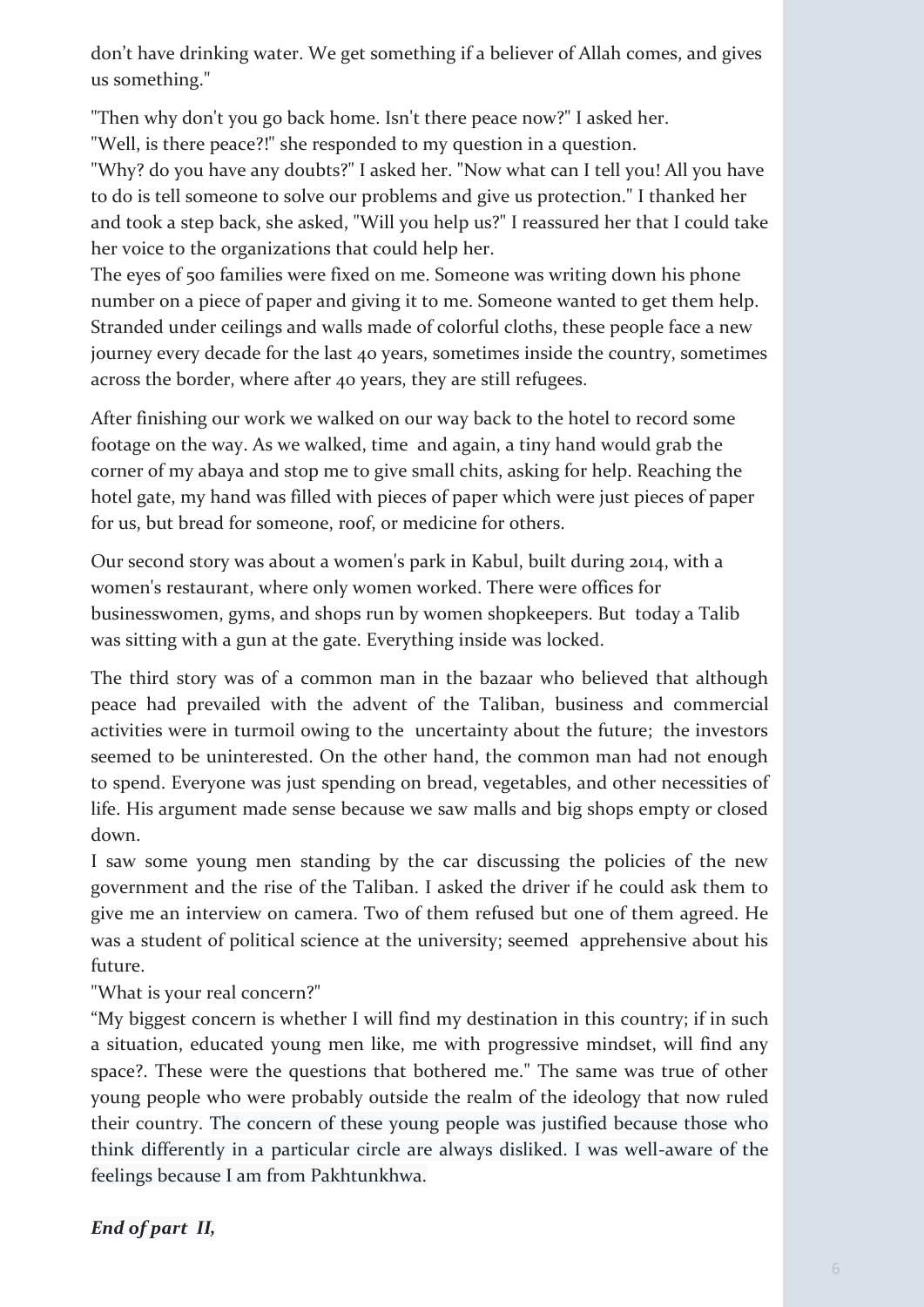don't have drinking water. We get something if a believer of Allah comes, and gives us something."

"Then why don't you go back home. Isn't there peace now?" I asked her.
"Well, is there peace?!" she responded to my question in a question.
"Why? do you have any doubts?" I asked her. "Now what can I tell you! All you have to do is tell someone to solve our problems and give us protection." I thanked her and took a step back, she asked, "Will you help us?" I reassured her that I could take her voice to the organizations that could help her.
The eyes of 500 families were fixed on me. Someone was writing down his phone number on a piece of paper and giving it to me. Someone wanted to get them help. Stranded under ceilings and walls made of colorful cloths, these people face a new journey every decade for the last 40 years, sometimes inside the country, sometimes across the border, where after 40 years, they are still refugees.

After finishing our work we walked on our way back to the hotel to record some footage on the way. As we walked, time and again, a tiny hand would grab the corner of my abaya and stop me to give small chits, asking for help. Reaching the hotel gate, my hand was filled with pieces of paper which were just pieces of paper for us, but bread for someone, roof, or medicine for others.

Our second story was about a women's park in Kabul, built during 2014, with a women's restaurant, where only women worked. There were offices for businesswomen, gyms, and shops run by women shopkeepers. But today a Talib was sitting with a gun at the gate. Everything inside was locked.

The third story was of a common man in the bazaar who believed that although peace had prevailed with the advent of the Taliban, business and commercial activities were in turmoil owing to the uncertainty about the future; the investors seemed to be uninterested. On the other hand, the common man had not enough to spend. Everyone was just spending on bread, vegetables, and other necessities of life. His argument made sense because we saw malls and big shops empty or closed down.
I saw some young men standing by the car discussing the policies of the new government and the rise of the Taliban. I asked the driver if he could ask them to give me an interview on camera. Two of them refused but one of them agreed. He was a student of political science at the university; seemed apprehensive about his future.
"What is your real concern?"
"My biggest concern is whether I will find my destination in this country; if in such a situation, educated young men like, me with progressive mindset, will find any space?. These were the questions that bothered me." The same was true of other young people who were probably outside the realm of the ideology that now ruled their country. The concern of these young people was justified because those who think differently in a particular circle are always disliked. I was well-aware of the feelings because I am from Pakhtunkhwa.

***End of part II,***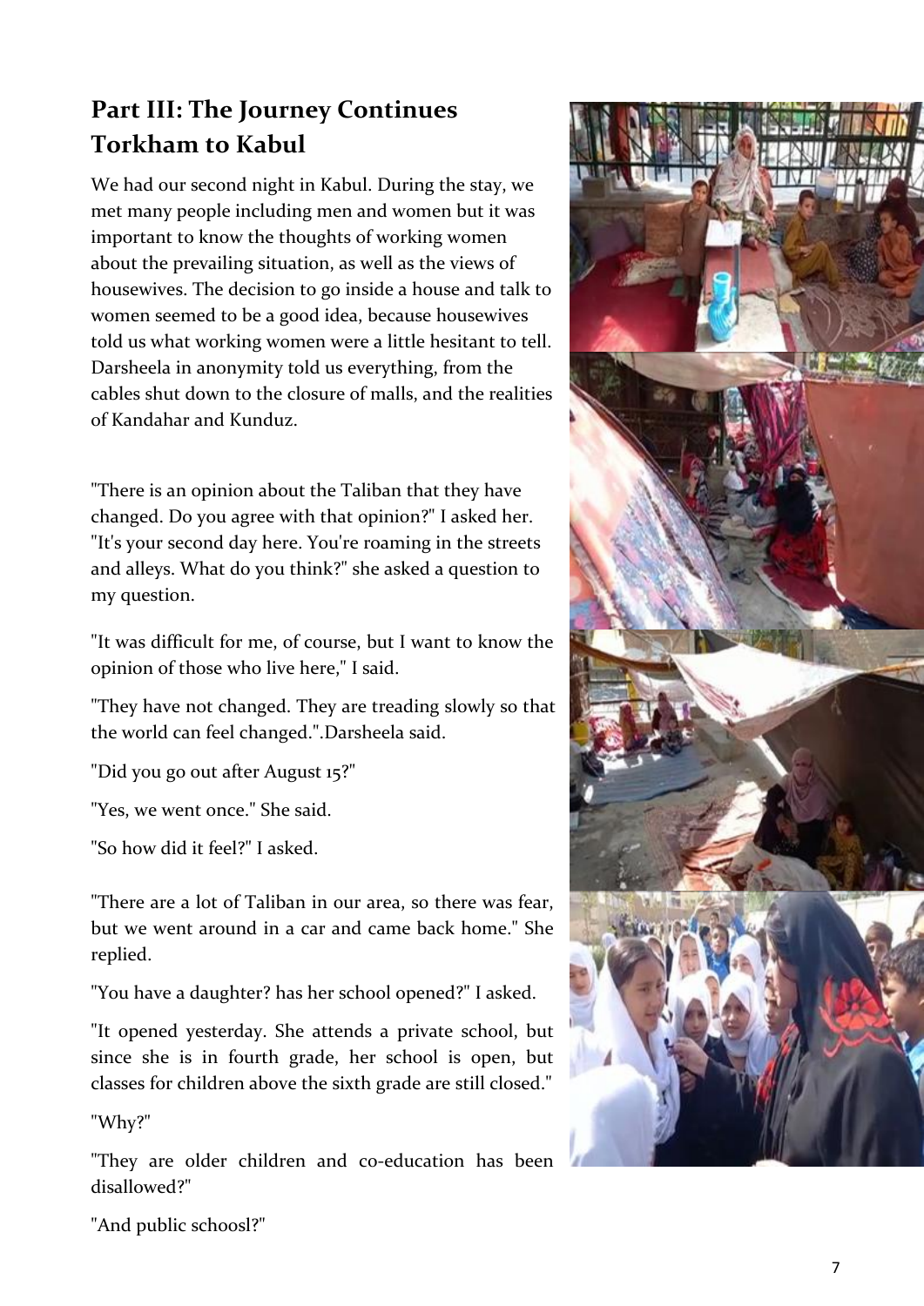## Part III: The Journey Continues Torkham to Kabul

We had our second night in Kabul. During the stay, we met many people including men and women but it was important to know the thoughts of working women about the prevailing situation, as well as the views of housewives. The decision to go inside a house and talk to women seemed to be a good idea, because housewives told us what working women were a little hesitant to tell. Darsheela in anonymity told us everything, from the cables shut down to the closure of malls, and the realities of Kandahar and Kunduz.

"There is an opinion about the Taliban that they have changed. Do you agree with that opinion?" I asked her. "It's your second day here. You're roaming in the streets and alleys. What do you think?" she asked a question to my question.

"It was difficult for me, of course, but I want to know the opinion of those who live here," I said.

"They have not changed. They are treading slowly so that the world can feel changed.".Darsheela said.

"Did you go out after August 15?"

"Yes, we went once." She said.

"So how did it feel?" I asked.

"There are a lot of Taliban in our area, so there was fear, but we went around in a car and came back home." She replied.

"You have a daughter? has her school opened?" I asked.

"It opened yesterday. She attends a private school, but since she is in fourth grade, her school is open, but classes for children above the sixth grade are still closed."

"Why?"

"They are older children and co-education has been disallowed?"

"And public schoosl?"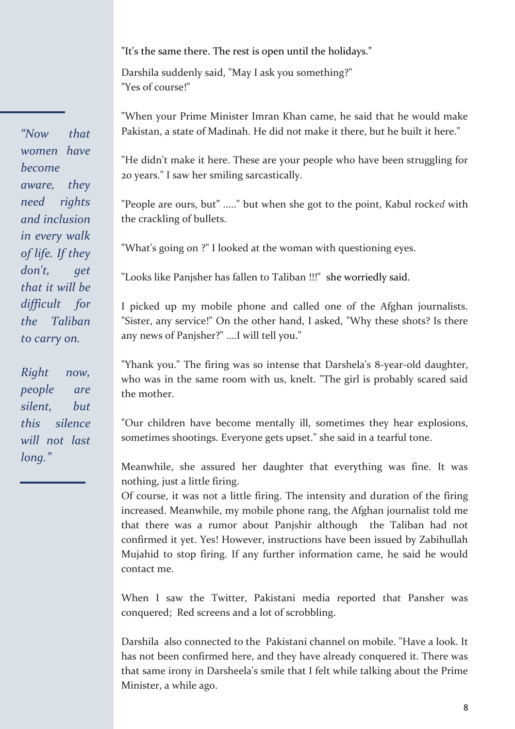> *"Now that women have become aware, they need rights and inclusion in every walk of life. If they don't, get that it will be difficult for the Taliban to carry on.*
>
> *Right now, people are silent, but this silence will not last long."*

"It's the same there. The rest is open until the holidays."

Darshila suddenly said, "May I ask you something?"
"Yes of course!"

"When your Prime Minister Imran Khan came, he said that he would make Pakistan, a state of Madinah. He did not make it there, but he built it here."

"He didn't make it here. These are your people who have been struggling for 20 years." I saw her smiling sarcastically.

"People are ours, but" ....." but when she got to the point, Kabul rock*ed* with the crackling of bullets.

"What's going on ?" I looked at the woman with questioning eyes.

"Looks like Panjsher has fallen to Taliban !!!" she worriedly said.

I picked up my mobile phone and called one of the Afghan journalists. "Sister, any service!" On the other hand, I asked, "Why these shots? Is there any news of Panjsher?" ....I will tell you."

"Yhank you." The firing was so intense that Darshela's 8-year-old daughter, who was in the same room with us, knelt. "The girl is probably scared said the mother.

"Our children have become mentally ill, sometimes they hear explosions, sometimes shootings. Everyone gets upset." she said in a tearful tone.

Meanwhile, she assured her daughter that everything was fine. It was nothing, just a little firing.
Of course, it was not a little firing. The intensity and duration of the firing increased. Meanwhile, my mobile phone rang, the Afghan journalist told me that there was a rumor about Panjshir although the Taliban had not confirmed it yet. Yes! However, instructions have been issued by Zabihullah Mujahid to stop firing. If any further information came, he said he would contact me.

When I saw the Twitter, Pakistani media reported that Pansher was conquered; Red screens and a lot of scrobbling.

Darshila also connected to the Pakistani channel on mobile. "Have a look. It has not been confirmed here, and they have already conquered it. There was that same irony in Darsheela's smile that I felt while talking about the Prime Minister, a while ago.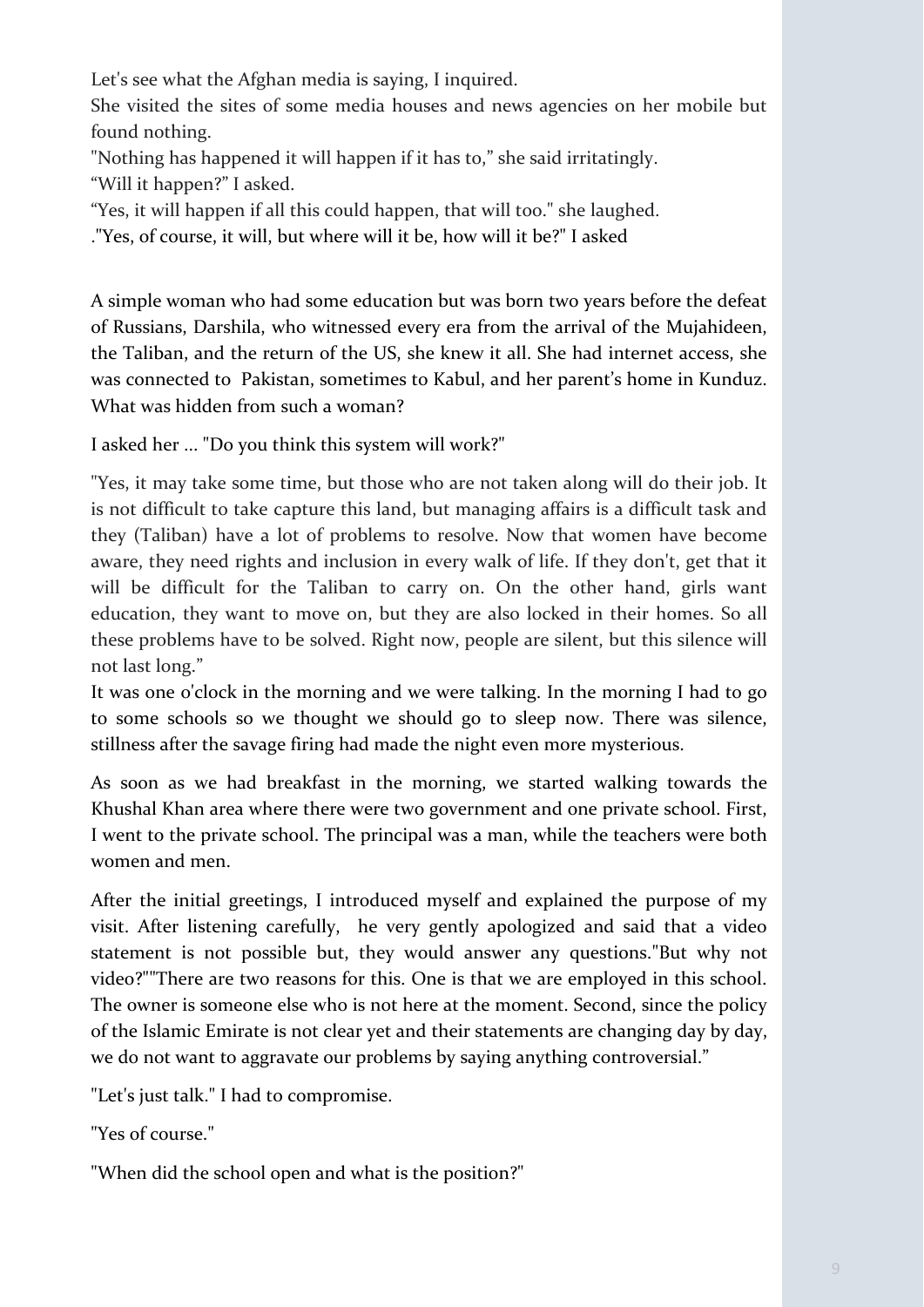Let's see what the Afghan media is saying, I inquired.

She visited the sites of some media houses and news agencies on her mobile but found nothing.

"Nothing has happened it will happen if it has to," she said irritatingly.

"Will it happen?" I asked.

"Yes, it will happen if all this could happen, that will too." she laughed.

."Yes, of course, it will, but where will it be, how will it be?" I asked

A simple woman who had some education but was born two years before the defeat of Russians, Darshila, who witnessed every era from the arrival of the Mujahideen, the Taliban, and the return of the US, she knew it all. She had internet access, she was connected to Pakistan, sometimes to Kabul, and her parent's home in Kunduz. What was hidden from such a woman?

I asked her ... "Do you think this system will work?"

"Yes, it may take some time, but those who are not taken along will do their job. It is not difficult to take capture this land, but managing affairs is a difficult task and they (Taliban) have a lot of problems to resolve. Now that women have become aware, they need rights and inclusion in every walk of life. If they don't, get that it will be difficult for the Taliban to carry on. On the other hand, girls want education, they want to move on, but they are also locked in their homes. So all these problems have to be solved. Right now, people are silent, but this silence will not last long."

It was one o'clock in the morning and we were talking. In the morning I had to go to some schools so we thought we should go to sleep now. There was silence, stillness after the savage firing had made the night even more mysterious.

As soon as we had breakfast in the morning, we started walking towards the Khushal Khan area where there were two government and one private school. First, I went to the private school. The principal was a man, while the teachers were both women and men.

After the initial greetings, I introduced myself and explained the purpose of my visit. After listening carefully, he very gently apologized and said that a video statement is not possible but, they would answer any questions."But why not video?""There are two reasons for this. One is that we are employed in this school. The owner is someone else who is not here at the moment. Second, since the policy of the Islamic Emirate is not clear yet and their statements are changing day by day, we do not want to aggravate our problems by saying anything controversial."

"Let's just talk." I had to compromise.

"Yes of course."

"When did the school open and what is the position?"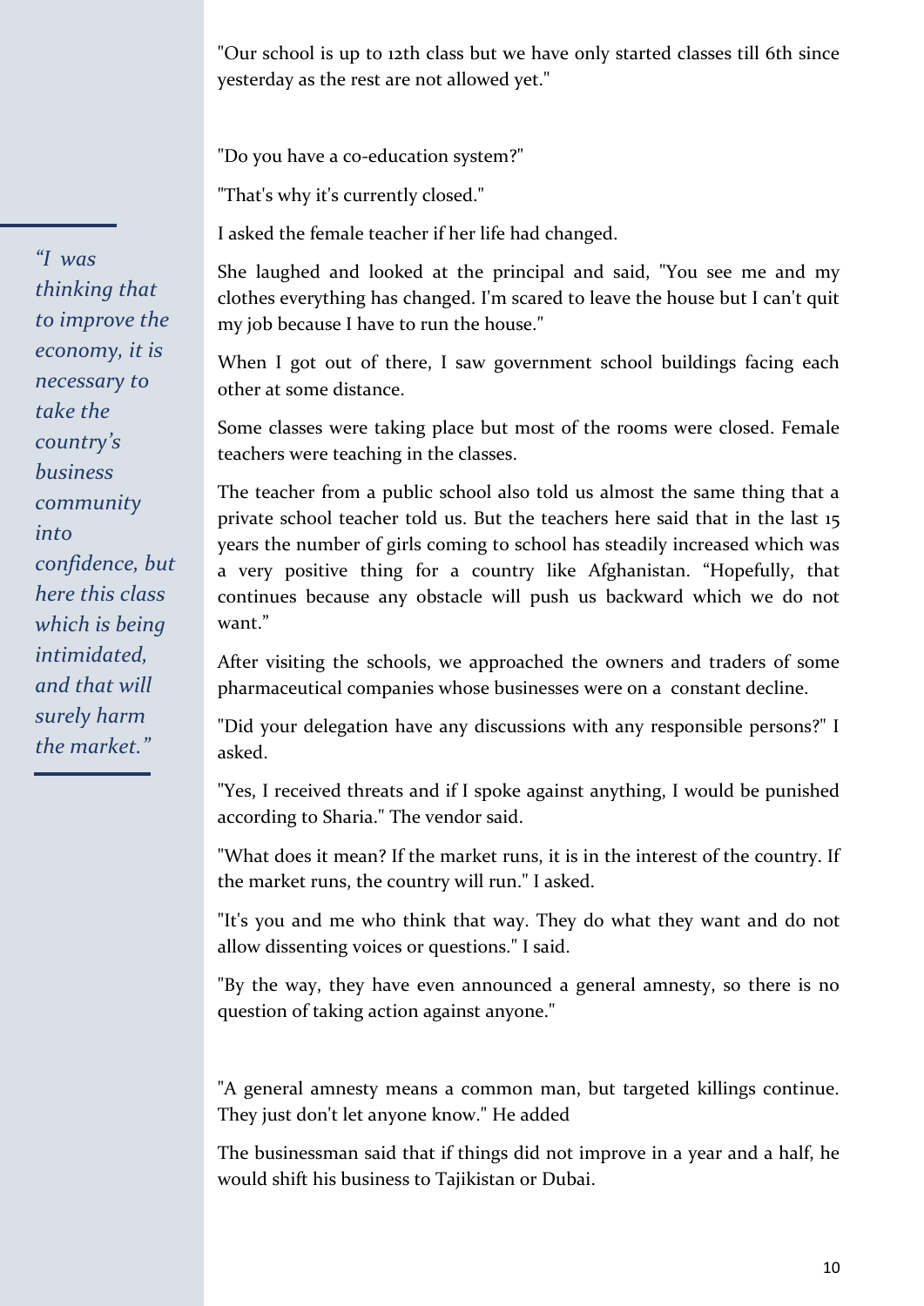"Our school is up to 12th class but we have only started classes till 6th since yesterday as the rest are not allowed yet."

"Do you have a co-education system?"

"That's why it's currently closed."

I asked the female teacher if her life had changed.

She laughed and looked at the principal and said, "You see me and my clothes everything has changed. I'm scared to leave the house but I can't quit my job because I have to run the house."

When I got out of there, I saw government school buildings facing each other at some distance.

Some classes were taking place but most of the rooms were closed. Female teachers were teaching in the classes.

The teacher from a public school also told us almost the same thing that a private school teacher told us. But the teachers here said that in the last 15 years the number of girls coming to school has steadily increased which was a very positive thing for a country like Afghanistan. "Hopefully, that continues because any obstacle will push us backward which we do not want."

After visiting the schools, we approached the owners and traders of some pharmaceutical companies whose businesses were on a constant decline.

> *"I was thinking that to improve the economy, it is necessary to take the country's business community into confidence, but here this class which is being intimidated, and that will surely harm the market."*

"Did your delegation have any discussions with any responsible persons?" I asked.

"Yes, I received threats and if I spoke against anything, I would be punished according to Sharia." The vendor said.

"What does it mean? If the market runs, it is in the interest of the country. If the market runs, the country will run." I asked.

"It's you and me who think that way. They do what they want and do not allow dissenting voices or questions." I said.

"By the way, they have even announced a general amnesty, so there is no question of taking action against anyone."

"A general amnesty means a common man, but targeted killings continue. They just don't let anyone know." He added

The businessman said that if things did not improve in a year and a half, he would shift his business to Tajikistan or Dubai.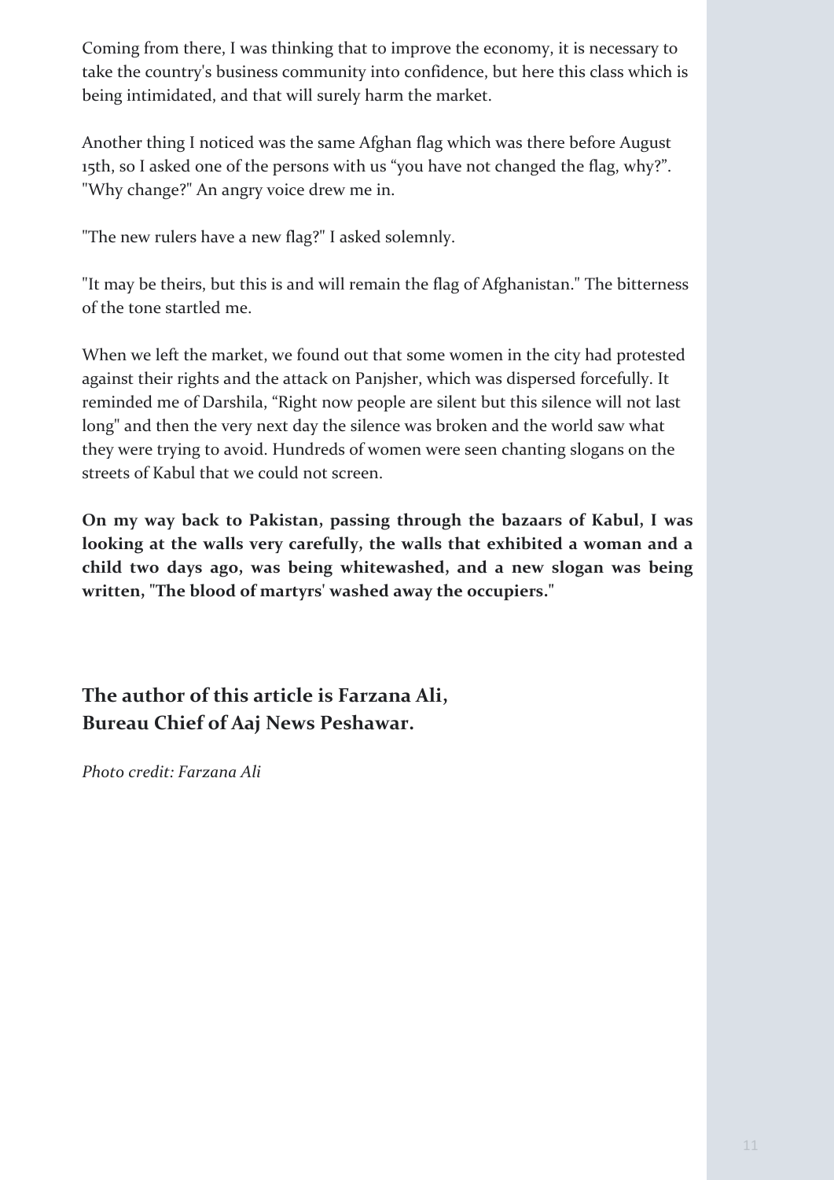Coming from there, I was thinking that to improve the economy, it is necessary to take the country's business community into confidence, but here this class which is being intimidated, and that will surely harm the market.

Another thing I noticed was the same Afghan flag which was there before August 15th, so I asked one of the persons with us "you have not changed the flag, why?". "Why change?" An angry voice drew me in.

"The new rulers have a new flag?" I asked solemnly.

"It may be theirs, but this is and will remain the flag of Afghanistan." The bitterness of the tone startled me.

When we left the market, we found out that some women in the city had protested against their rights and the attack on Panjsher, which was dispersed forcefully. It reminded me of Darshila, "Right now people are silent but this silence will not last long" and then the very next day the silence was broken and the world saw what they were trying to avoid. Hundreds of women were seen chanting slogans on the streets of Kabul that we could not screen.

**On my way back to Pakistan, passing through the bazaars of Kabul, I was looking at the walls very carefully, the walls that exhibited a woman and a child two days ago, was being whitewashed, and a new slogan was being written, "The blood of martyrs' washed away the occupiers."**

## The author of this article is Farzana Ali, Bureau Chief of Aaj News Peshawar.

*Photo credit: Farzana Ali*